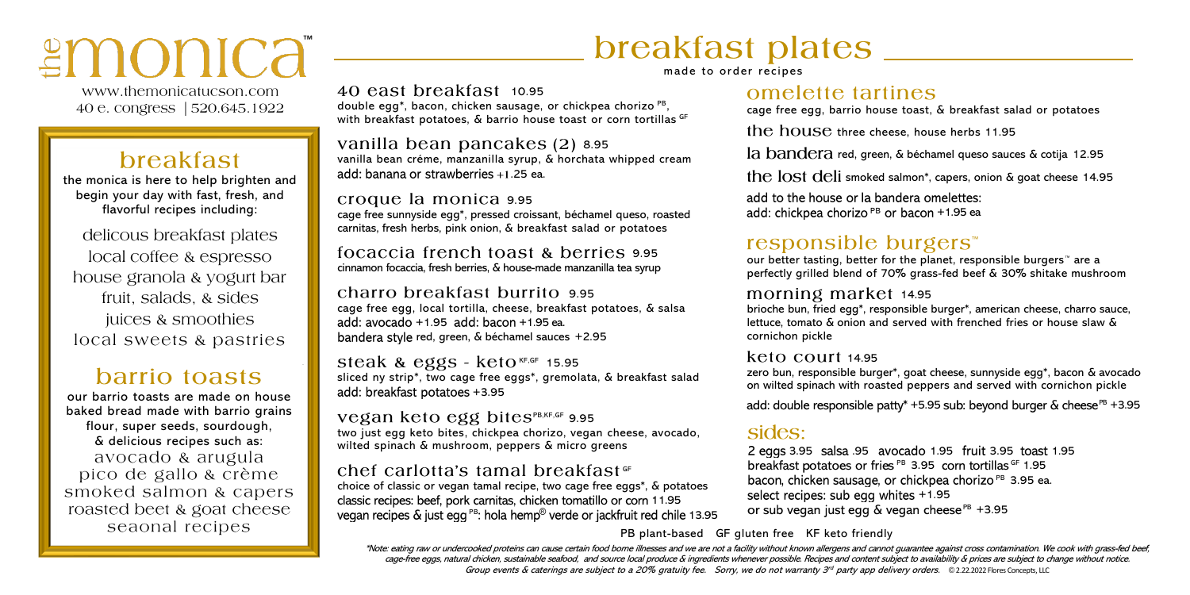# the monica™

www.themonicatucson.com
40 e. congress | 520.645.1922

## breakfast

the monica is here to help brighten and begin your day with fast, fresh, and flavorful recipes including:

delicous breakfast plates
local coffee & espresso
house granola & yogurt bar
fruit, salads, & sides
juices & smoothies
local sweets & pastries

## barrio toasts

our barrio toasts are made on house baked bread made with barrio grains flour, super seeds, sourdough, & delicious recipes such as:

avocado & arugula
pico de gallo & crème
smoked salmon & capers
roasted beet & goat cheese
seaonal recipes

# breakfast plates

made to order recipes

### 40 east breakfast 10.95

double egg*, bacon, chicken sausage, or chickpea chorizo [PB], with breakfast potatoes, & barrio house toast or corn tortillas [GF]

### vanilla bean pancakes (2) 8.95

vanilla bean créme, manzanilla syrup, & horchata whipped cream
add: banana or strawberries +1.25 ea.

### croque la monica 9.95

cage free sunnyside egg*, pressed croissant, béchamel queso, roasted carnitas, fresh herbs, pink onion, & breakfast salad or potatoes

### focaccia french toast & berries 9.95

cinnamon focaccia, fresh berries, & house-made manzanilla tea syrup

### charro breakfast burrito 9.95

cage free egg, local tortilla, cheese, breakfast potatoes, & salsa
add: avocado +1.95 add: bacon +1.95 ea.
bandera style red, green, & béchamel sauces +2.95

### steak & eggs - keto [KF,GF] 15.95

sliced ny strip*, two cage free eggs*, gremolata, & breakfast salad
add: breakfast potatoes +3.95

### vegan keto egg bites [PB,KF,GF] 9.95

two just egg keto bites, chickpea chorizo, vegan cheese, avocado, wilted spinach & mushroom, peppers & micro greens

### chef carlotta's tamal breakfast [GF]

choice of classic or vegan tamal recipe, two cage free eggs*, & potatoes
classic recipes: beef, pork carnitas, chicken tomatillo or corn 11.95
vegan recipes & just egg [PB]: hola hemp® verde or jackfruit red chile 13.95

## omelette tartines

cage free egg, barrio house toast, & breakfast salad or potatoes

**the house** three cheese, house herbs 11.95

**la bandera** red, green, & béchamel queso sauces & cotija 12.95

**the lost deli** smoked salmon*, capers, onion & goat cheese 14.95

add to the house or la bandera omelettes:
add: chickpea chorizo [PB] or bacon +1.95 ea

## responsible burgers™

our better tasting, better for the planet, responsible burgers™ are a perfectly grilled blend of 70% grass-fed beef & 30% shitake mushroom

### morning market 14.95

brioche bun, fried egg*, responsible burger*, american cheese, charro sauce, lettuce, tomato & onion and served with frenched fries or house slaw & cornichon pickle

### keto court 14.95

zero bun, responsible burger*, goat cheese, sunnyside egg*, bacon & avocado on wilted spinach with roasted peppers and served with cornichon pickle

add: double responsible patty* +5.95 sub: beyond burger & cheese [PB] +3.95

## sides:

2 eggs 3.95 salsa .95 avocado 1.95 fruit 3.95 toast 1.95
breakfast potatoes or fries [PB] 3.95 corn tortillas [GF] 1.95
bacon, chicken sausage, or chickpea chorizo [PB] 3.95 ea.
select recipes: sub egg whites +1.95
or sub vegan just egg & vegan cheese [PB] +3.95

PB plant-based GF gluten free KF keto friendly

*\*Note: eating raw or undercooked proteins can cause certain food borne illnesses and we are not a facility without known allergens and cannot guarantee against cross contamination. We cook with grass-fed beef, cage-free eggs, natural chicken, sustainable seafood, and source local produce & ingredients whenever possible. Recipes and content subject to availability & prices are subject to change without notice. Group events & caterings are subject to a 20% gratuity fee. Sorry, we do not warranty 3rd party app delivery orders.* © 2.22.2022 Flores Concepts, LLC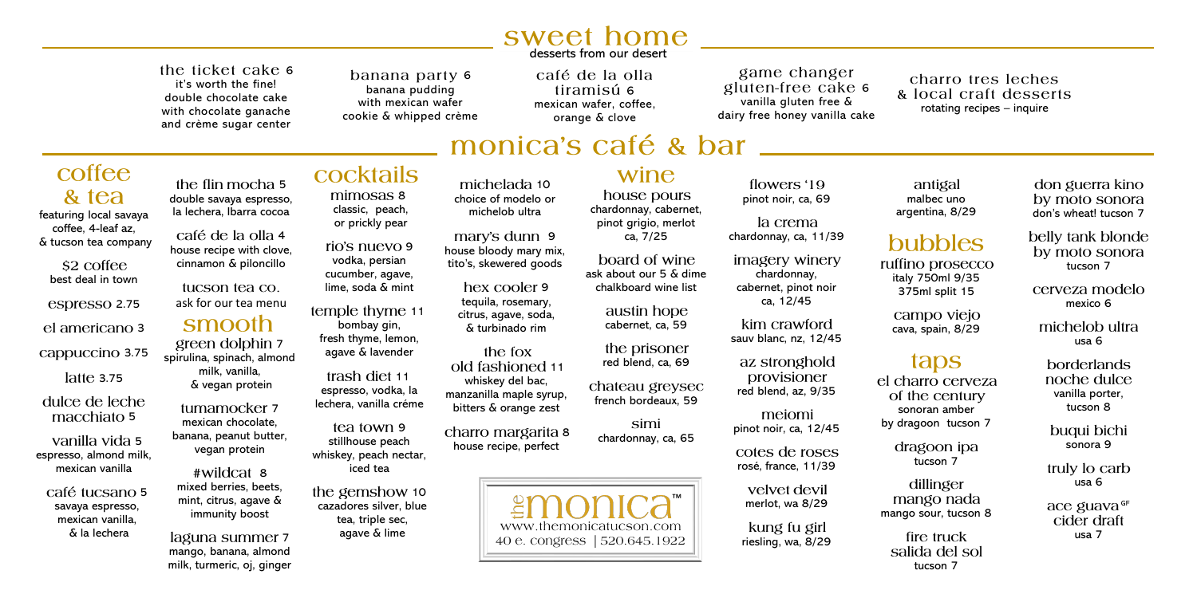# sweet home

desserts from our desert

**the ticket cake 6**
it's worth the fine!
double chocolate cake with chocolate ganache and crème sugar center

**banana party 6**
banana pudding with mexican wafer cookie & whipped crème

**café de la olla tiramisú 6**
mexican wafer, coffee, orange & clove

**game changer gluten-free cake 6**
vanilla gluten free & dairy free honey vanilla cake

**charro tres leches & local craft desserts**
rotating recipes – inquire

# monica's café & bar

## coffee & tea

featuring local savaya coffee, 4-leaf az, & tucson tea company

**$2 coffee**
best deal in town

**espresso 2.75**

**el americano 3**

**cappuccino 3.75**

**latte 3.75**

**dulce de leche macchiato 5**

**vanilla vida 5**
espresso, almond milk, mexican vanilla

**café tucsano 5**
savaya espresso, mexican vanilla, & la lechera

**the flin mocha 5**
double savaya espresso, la lechera, Ibarra cocoa

**café de la olla 4**
house recipe with clove, cinnamon & piloncillo

**tucson tea co.**
ask for our tea menu

## smooth

**green dolphin 7**
spirulina, spinach, almond milk, vanilla, & vegan protein

**tumamocker 7**
mexican chocolate, banana, peanut butter, vegan protein

**#wildcat 8**
mixed berries, beets, mint, citrus, agave & immunity boost

**laguna summer 7**
mango, banana, almond milk, turmeric, oj, ginger

## cocktails

**mimosas 8**
classic, peach, or prickly pear

**rio's nuevo 9**
vodka, persian cucumber, agave, lime, soda & mint

**temple thyme 11**
bombay gin, fresh thyme, lemon, agave & lavender

**trash diet 11**
espresso, vodka, la lechera, vanilla créme

**tea town 9**
stillhouse peach whiskey, peach nectar, iced tea

**the gemshow 10**
cazadores silver, blue tea, triple sec, agave & lime

**michelada 10**
choice of modelo or michelob ultra

**mary's dunn 9**
house bloody mary mix, tito's, skewered goods

**hex cooler 9**
tequila, rosemary, citrus, agave, soda, & turbinado rim

**the fox old fashioned 11**
whiskey del bac, manzanilla maple syrup, bitters & orange zest

**charro margarita 8**
house recipe, perfect

## wine

**house pours**
chardonnay, cabernet, pinot grigio, merlot
ca, 7/25

**board of wine**
ask about our 5 & dime chalkboard wine list

**austin hope**
cabernet, ca, 59

**the prisoner**
red blend, ca, 69

**chateau greysec**
french bordeaux, 59

**simi**
chardonnay, ca, 65

**flowers '19**
pinot noir, ca, 69

**la crema**
chardonnay, ca, 11/39

**imagery winery**
chardonnay, cabernet, pinot noir
ca, 12/45

**kim crawford**
sauv blanc, nz, 12/45

**az stronghold provisioner**
red blend, az, 9/35

**meiomi**
pinot noir, ca, 12/45

**cotes de roses**
rosé, france, 11/39

**velvet devil**
merlot, wa 8/29

**kung fu girl**
riesling, wa, 8/29

**antigal**
malbec uno
argentina, 8/29

## bubbles

**ruffino prosecco**
italy 750ml 9/35
375ml split 15

**campo viejo**
cava, spain, 8/29

## taps

**el charro cerveza of the century**
sonoran amber by dragoon tucson 7

**dragoon ipa**
tucson 7

**dillinger mango nada**
mango sour, tucson 8

**fire truck salida del sol**
tucson 7

**don guerra kino by moto sonora**
don's wheat! tucson 7

**belly tank blonde by moto sonora**
tucson 7

**cerveza modelo**
mexico 6

**michelob ultra**
usa 6

**borderlands noche dulce**
vanilla porter, tucson 8

**buqui bichi**
sonora 9

**truly lo carb**
usa 6

**ace guava GF cider draft**
usa 7

**the monica™**
www.themonicatucson.com
40 e. congress | 520.645.1922